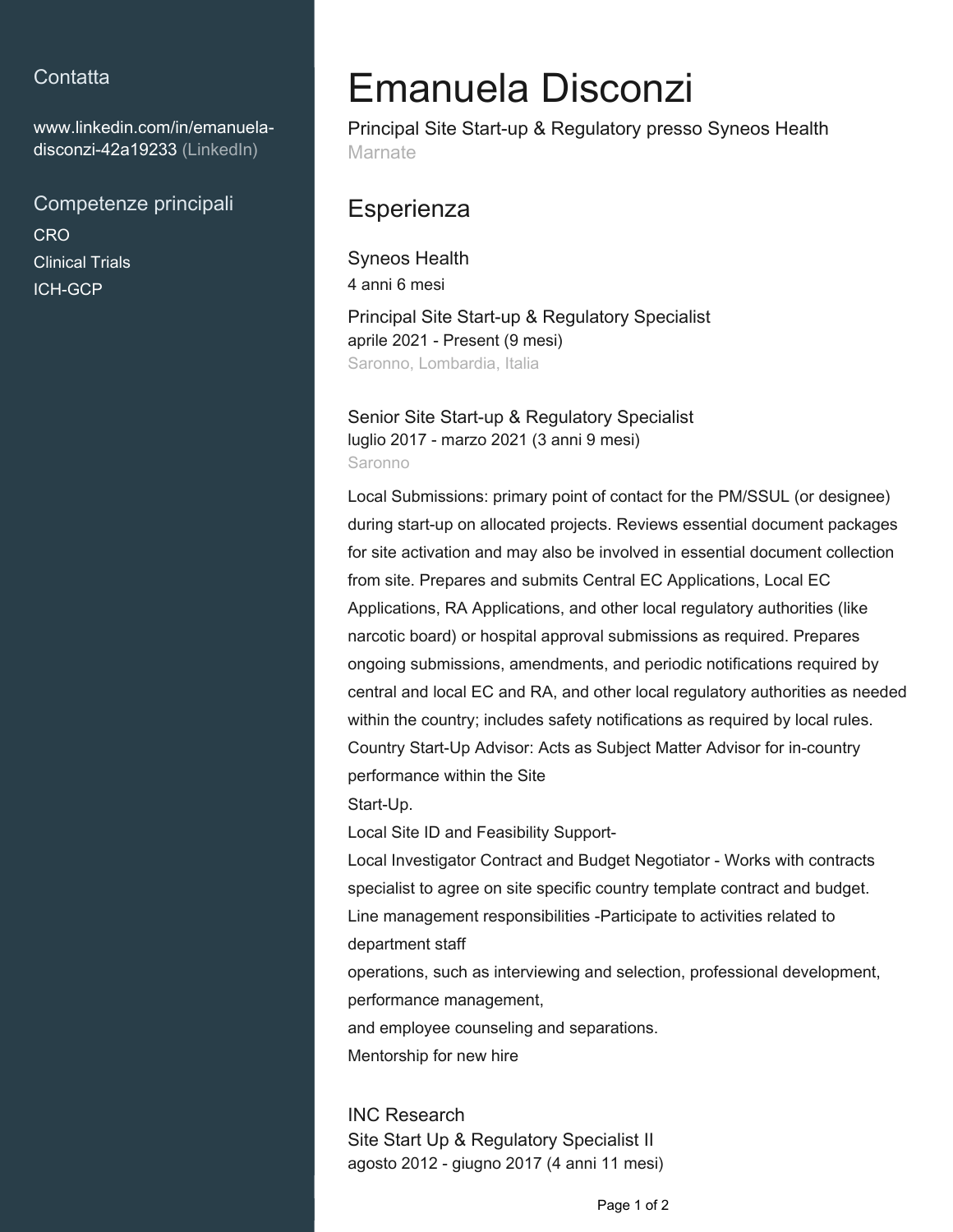## Contatta

www.linkedin.com/in/emanuela-disconzi-42a19233 (LinkedIn)

## Competenze principali

CRO
Clinical Trials
ICH-GCP

# Emanuela Disconzi

Principal Site Start-up & Regulatory presso Syneos Health
Marnate

## Esperienza

### Syneos Health

4 anni 6 mesi

**Principal Site Start-up & Regulatory Specialist**
aprile 2021 - Present (9 mesi)
Saronno, Lombardia, Italia

**Senior Site Start-up & Regulatory Specialist**
luglio 2017 - marzo 2021 (3 anni 9 mesi)
Saronno

Local Submissions: primary point of contact for the PM/SSUL (or designee) during start-up on allocated projects. Reviews essential document packages for site activation and may also be involved in essential document collection from site. Prepares and submits Central EC Applications, Local EC Applications, RA Applications, and other local regulatory authorities (like narcotic board) or hospital approval submissions as required. Prepares ongoing submissions, amendments, and periodic notifications required by central and local EC and RA, and other local regulatory authorities as needed within the country; includes safety notifications as required by local rules.
Country Start-Up Advisor: Acts as Subject Matter Advisor for in-country performance within the Site
Start-Up.
Local Site ID and Feasibility Support-
Local Investigator Contract and Budget Negotiator - Works with contracts specialist to agree on site specific country template contract and budget.
Line management responsibilities -Participate to activities related to department staff
operations, such as interviewing and selection, professional development, performance management,
and employee counseling and separations.
Mentorship for new hire

### INC Research

**Site Start Up & Regulatory Specialist II**
agosto 2012 - giugno 2017 (4 anni 11 mesi)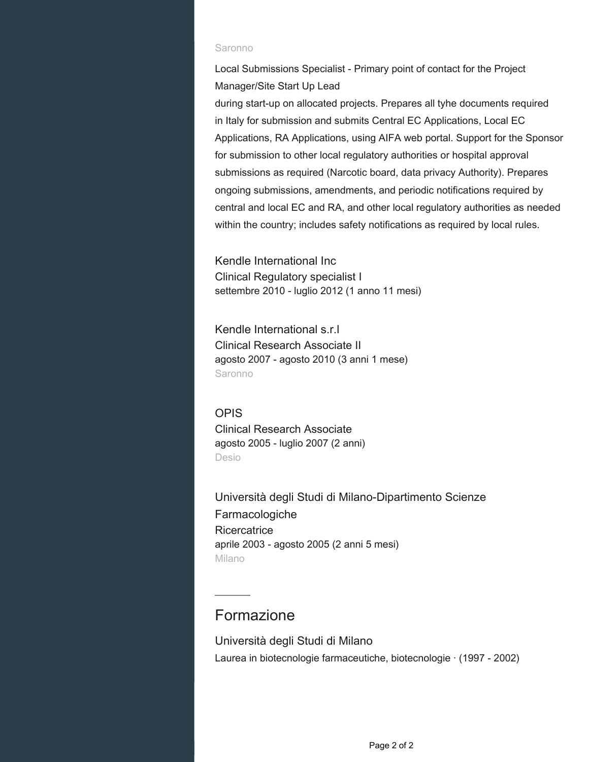Saronno

Local Submissions Specialist - Primary point of contact for the Project Manager/Site Start Up Lead
during start-up on allocated projects. Prepares all tyhe documents required in Italy for submission and submits Central EC Applications, Local EC Applications, RA Applications, using AIFA web portal. Support for the Sponsor for submission to other local regulatory authorities or hospital approval submissions as required (Narcotic board, data privacy Authority). Prepares ongoing submissions, amendments, and periodic notifications required by central and local EC and RA, and other local regulatory authorities as needed within the country; includes safety notifications as required by local rules.

Kendle International Inc
Clinical Regulatory specialist I
settembre 2010 - luglio 2012 (1 anno 11 mesi)

Kendle International s.r.l
Clinical Research Associate II
agosto 2007 - agosto 2010 (3 anni 1 mese)
Saronno

OPIS
Clinical Research Associate
agosto 2005 - luglio 2007 (2 anni)
Desio

Università degli Studi di Milano-Dipartimento Scienze Farmacologiche
Ricercatrice
aprile 2003 - agosto 2005 (2 anni 5 mesi)
Milano

## Formazione

Università degli Studi di Milano
Laurea in biotecnologie farmaceutiche, biotecnologie · (1997 - 2002)